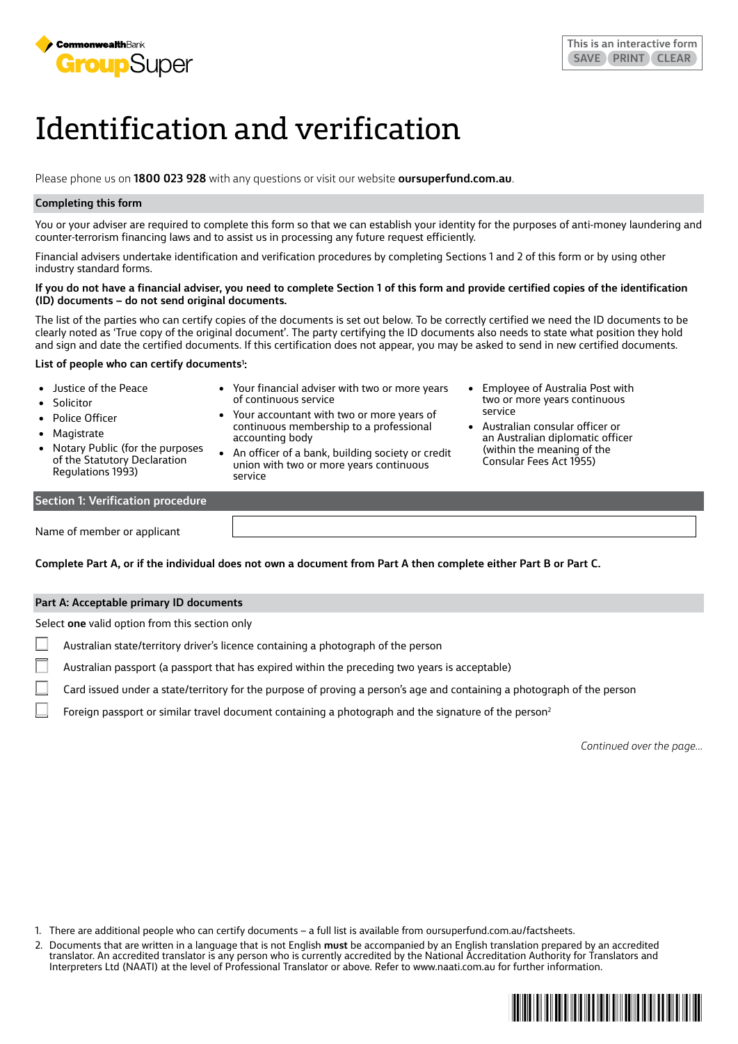CommonwealthBank GroupSuper

This is an interactive form SAVE PRINT CLEAR

# Identification and verification

Please phone us on **1800 023 928** with any questions or visit our website **oursuperfund.com.au**.

## Completing this form

You or your adviser are required to complete this form so that we can establish your identity for the purposes of anti-money laundering and counter-terrorism financing laws and to assist us in processing any future request efficiently.

Financial advisers undertake identification and verification procedures by completing Sections 1 and 2 of this form or by using other industry standard forms.

**If you do not have a financial adviser, you need to complete Section 1 of this form and provide certified copies of the identification (ID) documents – do not send original documents.**

The list of the parties who can certify copies of the documents is set out below. To be correctly certified we need the ID documents to be clearly noted as 'True copy of the original document'. The party certifying the ID documents also needs to state what position they hold and sign and date the certified documents. If this certification does not appear, you may be asked to send in new certified documents.

**List of people who can certify documents[1]:**

- Justice of the Peace
- Solicitor
- Police Officer
- Magistrate
- Notary Public (for the purposes of the Statutory Declaration Regulations 1993)
- Your financial adviser with two or more years of continuous service
- Your accountant with two or more years of continuous membership to a professional accounting body
- An officer of a bank, building society or credit union with two or more years continuous service
- Employee of Australia Post with two or more years continuous service
- Australian consular officer or an Australian diplomatic officer (within the meaning of the Consular Fees Act 1955)

## Section 1: Verification procedure

Name of member or applicant

**Complete Part A, or if the individual does not own a document from Part A then complete either Part B or Part C.**

### Part A: Acceptable primary ID documents

Select **one** valid option from this section only

- ☐ Australian state/territory driver's licence containing a photograph of the person
- ☐ Australian passport (a passport that has expired within the preceding two years is acceptable)
- ☐ Card issued under a state/territory for the purpose of proving a person's age and containing a photograph of the person
- ☐ Foreign passport or similar travel document containing a photograph and the signature of the person[2]

*Continued over the page...*

1. There are additional people who can certify documents – a full list is available from oursuperfund.com.au/factsheets.
2. Documents that are written in a language that is not English **must** be accompanied by an English translation prepared by an accredited translator. An accredited translator is any person who is currently accredited by the National Accreditation Authority for Translators and Interpreters Ltd (NAATI) at the level of Professional Translator or above. Refer to www.naati.com.au for further information.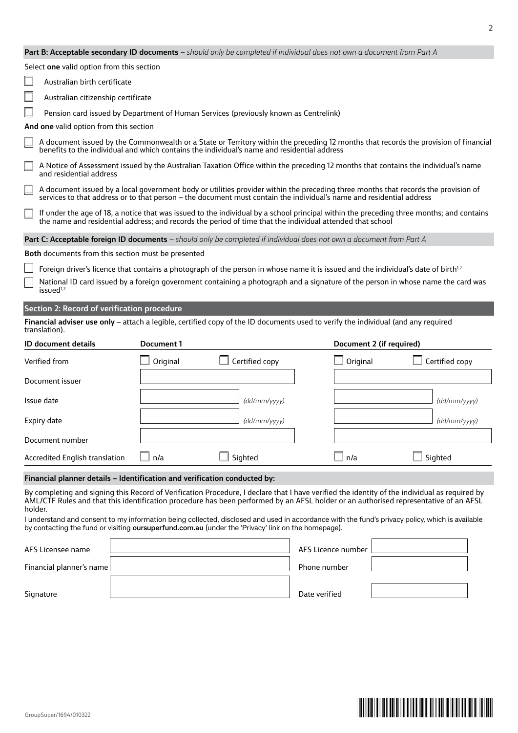## Part B: Acceptable secondary ID documents – *should only be completed if individual does not own a document from Part A*

Select **one** valid option from this section

- ☐ Australian birth certificate
- ☐ Australian citizenship certificate
- ☐ Pension card issued by Department of Human Services (previously known as Centrelink)

**And one** valid option from this section

- ☐ A document issued by the Commonwealth or a State or Territory within the preceding 12 months that records the provision of financial benefits to the individual and which contains the individual's name and residential address
- ☐ A Notice of Assessment issued by the Australian Taxation Office within the preceding 12 months that contains the individual's name and residential address
- ☐ A document issued by a local government body or utilities provider within the preceding three months that records the provision of services to that address or to that person – the document must contain the individual's name and residential address
- ☐ If under the age of 18, a notice that was issued to the individual by a school principal within the preceding three months; and contains the name and residential address; and records the period of time that the individual attended that school

## Part C: Acceptable foreign ID documents – *should only be completed if individual does not own a document from Part A*

**Both** documents from this section must be presented

- ☐ Foreign driver's licence that contains a photograph of the person in whose name it is issued and the individual's date of birth[1,2]
- ☐ National ID card issued by a foreign government containing a photograph and a signature of the person in whose name the card was issued[1,2]

## Section 2: Record of verification procedure

**Financial adviser use only** – attach a legible, certified copy of the ID documents used to verify the individual (and any required translation).

| ID document details | Document 1 | | Document 2 (if required) | |
|---|---|---|---|---|
| Verified from | ☐ Original | ☐ Certified copy | ☐ Original | ☐ Certified copy |
| Document issuer | | | | |
| Issue date | | *(dd/mm/yyyy)* | | *(dd/mm/yyyy)* |
| Expiry date | | *(dd/mm/yyyy)* | | *(dd/mm/yyyy)* |
| Document number | | | | |
| Accredited English translation | ☐ n/a | ☐ Sighted | ☐ n/a | ☐ Sighted |

### Financial planner details – Identification and verification conducted by:

By completing and signing this Record of Verification Procedure, I declare that I have verified the identity of the individual as required by AML/CTF Rules and that this identification procedure has been performed by an AFSL holder or an authorised representative of an AFSL holder.

I understand and consent to my information being collected, disclosed and used in accordance with the fund's privacy policy, which is available by contacting the fund or visiting **oursuperfund.com.au** (under the 'Privacy' link on the homepage).

| | | | |
|---|---|---|---|
| AFS Licensee name | | AFS Licence number | |
| Financial planner's name | | Phone number | |
| Signature | | Date verified | |

GroupSuper/1694/010322